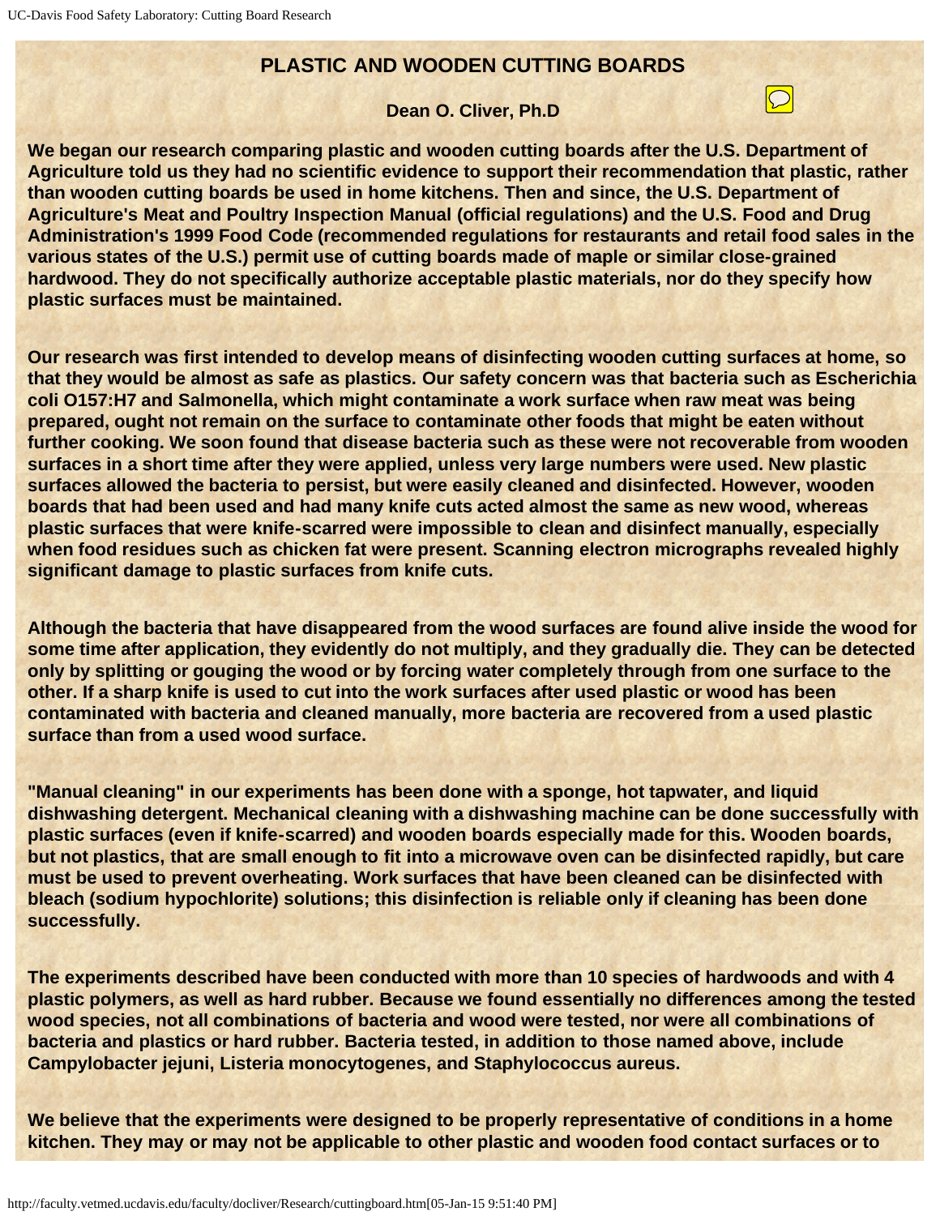# PLASTIC AND WOODEN CUTTING BOARDS

**Dean O. Cliver, Ph.D**

**We began our research comparing plastic and wooden cutting boards after the U.S. Department of Agriculture told us they had no scientific evidence to support their recommendation that plastic, rather than wooden cutting boards be used in home kitchens. Then and since, the U.S. Department of Agriculture's Meat and Poultry Inspection Manual (official regulations) and the U.S. Food and Drug Administration's 1999 Food Code (recommended regulations for restaurants and retail food sales in the various states of the U.S.) permit use of cutting boards made of maple or similar close-grained hardwood. They do not specifically authorize acceptable plastic materials, nor do they specify how plastic surfaces must be maintained.**

**Our research was first intended to develop means of disinfecting wooden cutting surfaces at home, so that they would be almost as safe as plastics. Our safety concern was that bacteria such as Escherichia coli O157:H7 and Salmonella, which might contaminate a work surface when raw meat was being prepared, ought not remain on the surface to contaminate other foods that might be eaten without further cooking. We soon found that disease bacteria such as these were not recoverable from wooden surfaces in a short time after they were applied, unless very large numbers were used. New plastic surfaces allowed the bacteria to persist, but were easily cleaned and disinfected. However, wooden boards that had been used and had many knife cuts acted almost the same as new wood, whereas plastic surfaces that were knife-scarred were impossible to clean and disinfect manually, especially when food residues such as chicken fat were present. Scanning electron micrographs revealed highly significant damage to plastic surfaces from knife cuts.**

**Although the bacteria that have disappeared from the wood surfaces are found alive inside the wood for some time after application, they evidently do not multiply, and they gradually die. They can be detected only by splitting or gouging the wood or by forcing water completely through from one surface to the other. If a sharp knife is used to cut into the work surfaces after used plastic or wood has been contaminated with bacteria and cleaned manually, more bacteria are recovered from a used plastic surface than from a used wood surface.**

**"Manual cleaning" in our experiments has been done with a sponge, hot tapwater, and liquid dishwashing detergent. Mechanical cleaning with a dishwashing machine can be done successfully with plastic surfaces (even if knife-scarred) and wooden boards especially made for this. Wooden boards, but not plastics, that are small enough to fit into a microwave oven can be disinfected rapidly, but care must be used to prevent overheating. Work surfaces that have been cleaned can be disinfected with bleach (sodium hypochlorite) solutions; this disinfection is reliable only if cleaning has been done successfully.**

**The experiments described have been conducted with more than 10 species of hardwoods and with 4 plastic polymers, as well as hard rubber. Because we found essentially no differences among the tested wood species, not all combinations of bacteria and wood were tested, nor were all combinations of bacteria and plastics or hard rubber. Bacteria tested, in addition to those named above, include Campylobacter jejuni, Listeria monocytogenes, and Staphylococcus aureus.**

**We believe that the experiments were designed to be properly representative of conditions in a home kitchen. They may or may not be applicable to other plastic and wooden food contact surfaces or to**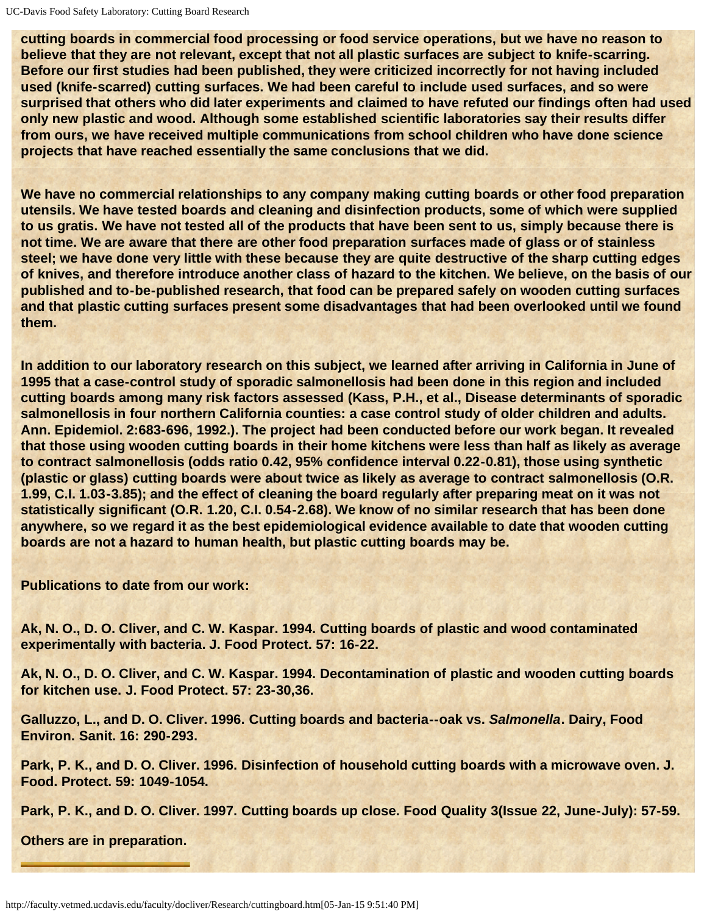cutting boards in commercial food processing or food service operations, but we have no reason to believe that they are not relevant, except that not all plastic surfaces are subject to knife-scarring. Before our first studies had been published, they were criticized incorrectly for not having included used (knife-scarred) cutting surfaces. We had been careful to include used surfaces, and so were surprised that others who did later experiments and claimed to have refuted our findings often had used only new plastic and wood. Although some established scientific laboratories say their results differ from ours, we have received multiple communications from school children who have done science projects that have reached essentially the same conclusions that we did.

We have no commercial relationships to any company making cutting boards or other food preparation utensils. We have tested boards and cleaning and disinfection products, some of which were supplied to us gratis. We have not tested all of the products that have been sent to us, simply because there is not time. We are aware that there are other food preparation surfaces made of glass or of stainless steel; we have done very little with these because they are quite destructive of the sharp cutting edges of knives, and therefore introduce another class of hazard to the kitchen. We believe, on the basis of our published and to-be-published research, that food can be prepared safely on wooden cutting surfaces and that plastic cutting surfaces present some disadvantages that had been overlooked until we found them.

In addition to our laboratory research on this subject, we learned after arriving in California in June of 1995 that a case-control study of sporadic salmonellosis had been done in this region and included cutting boards among many risk factors assessed (Kass, P.H., et al., Disease determinants of sporadic salmonellosis in four northern California counties: a case control study of older children and adults. Ann. Epidemiol. 2:683-696, 1992.). The project had been conducted before our work began. It revealed that those using wooden cutting boards in their home kitchens were less than half as likely as average to contract salmonellosis (odds ratio 0.42, 95% confidence interval 0.22-0.81), those using synthetic (plastic or glass) cutting boards were about twice as likely as average to contract salmonellosis (O.R. 1.99, C.I. 1.03-3.85); and the effect of cleaning the board regularly after preparing meat on it was not statistically significant (O.R. 1.20, C.I. 0.54-2.68). We know of no similar research that has been done anywhere, so we regard it as the best epidemiological evidence available to date that wooden cutting boards are not a hazard to human health, but plastic cutting boards may be.

Publications to date from our work:

Ak, N. O., D. O. Cliver, and C. W. Kaspar. 1994. Cutting boards of plastic and wood contaminated experimentally with bacteria. J. Food Protect. 57: 16-22.

Ak, N. O., D. O. Cliver, and C. W. Kaspar. 1994. Decontamination of plastic and wooden cutting boards for kitchen use. J. Food Protect. 57: 23-30,36.

Galluzzo, L., and D. O. Cliver. 1996. Cutting boards and bacteria--oak vs. *Salmonella*. Dairy, Food Environ. Sanit. 16: 290-293.

Park, P. K., and D. O. Cliver. 1996. Disinfection of household cutting boards with a microwave oven. J. Food. Protect. 59: 1049-1054.

Park, P. K., and D. O. Cliver. 1997. Cutting boards up close. Food Quality 3(Issue 22, June-July): 57-59.

Others are in preparation.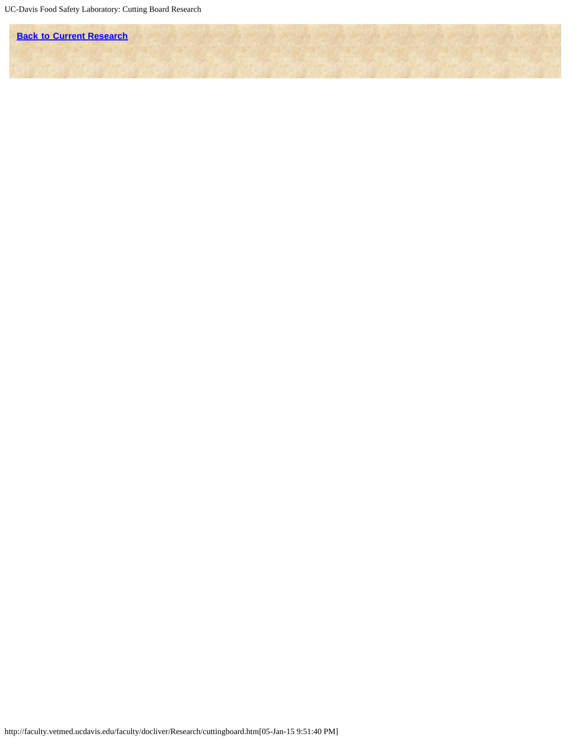**Back to Current Research**